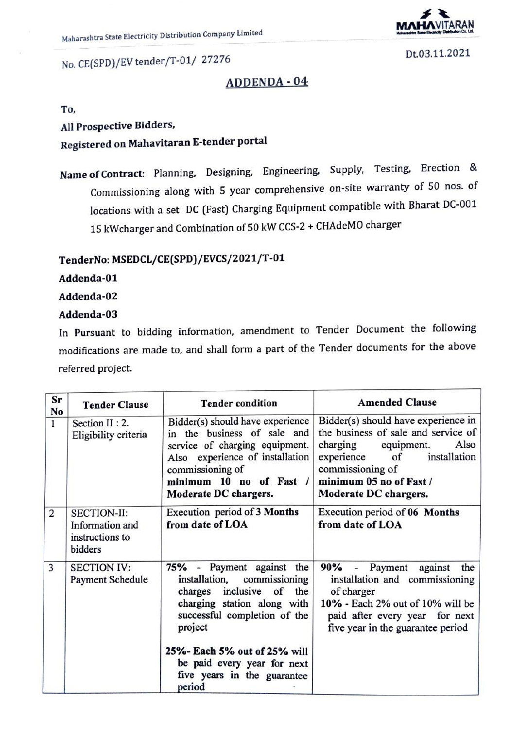Maharashtra State Electricity Distribution Company Limited

MAHAVITARAN

No. CE(SPD)/EV tender/T-01/ 27276

Dt.03.11.2021

## ADDENDA - 04

To,

**All Prospective Bidders,**

**Registered on Mahavitaran E-tender portal**

**Name of Contract:** Planning, Designing, Engineering, Supply, Testing, Erection & Commissioning along with 5 year comprehensive on-site warranty of 50 nos. of locations with a set DC (Fast) Charging Equipment compatible with Bharat DC-001 15 kWcharger and Combination of 50 kW CCS-2 + CHAdeMO charger

**TenderNo: MSEDCL/CE(SPD)/EVCS/2021/T-01**

**Addenda-01**

**Addenda-02**

**Addenda-03**

In Pursuant to bidding information, amendment to Tender Document the following modifications are made to, and shall form a part of the Tender documents for the above referred project.

| Sr No | Tender Clause | Tender condition | Amended Clause |
|---|---|---|---|
| 1 | Section II : 2. Eligibility criteria | Bidder(s) should have experience in the business of sale and service of charging equipment. Also experience of installation commissioning of **minimum 10 no of Fast / Moderate DC chargers.** | Bidder(s) should have experience in the business of sale and service of charging equipment. Also experience of installation commissioning of **minimum 05 no of Fast / Moderate DC chargers.** |
| 2 | SECTION-II: Information and instructions to bidders | **Execution period of 3 Months from date of LOA** | **Execution period of 06 Months from date of LOA** |
| 3 | SECTION IV: Payment Schedule | **75%** - Payment against the installation, commissioning charges inclusive of the charging station along with successful completion of the project<br><br>**25%- Each 5% out of 25% will** be paid every year for next five years in the guarantee period | **90%** - Payment against the installation and commissioning of charger<br>**10%** - Each 2% out of 10% will be paid after every year for next five year in the guarantee period |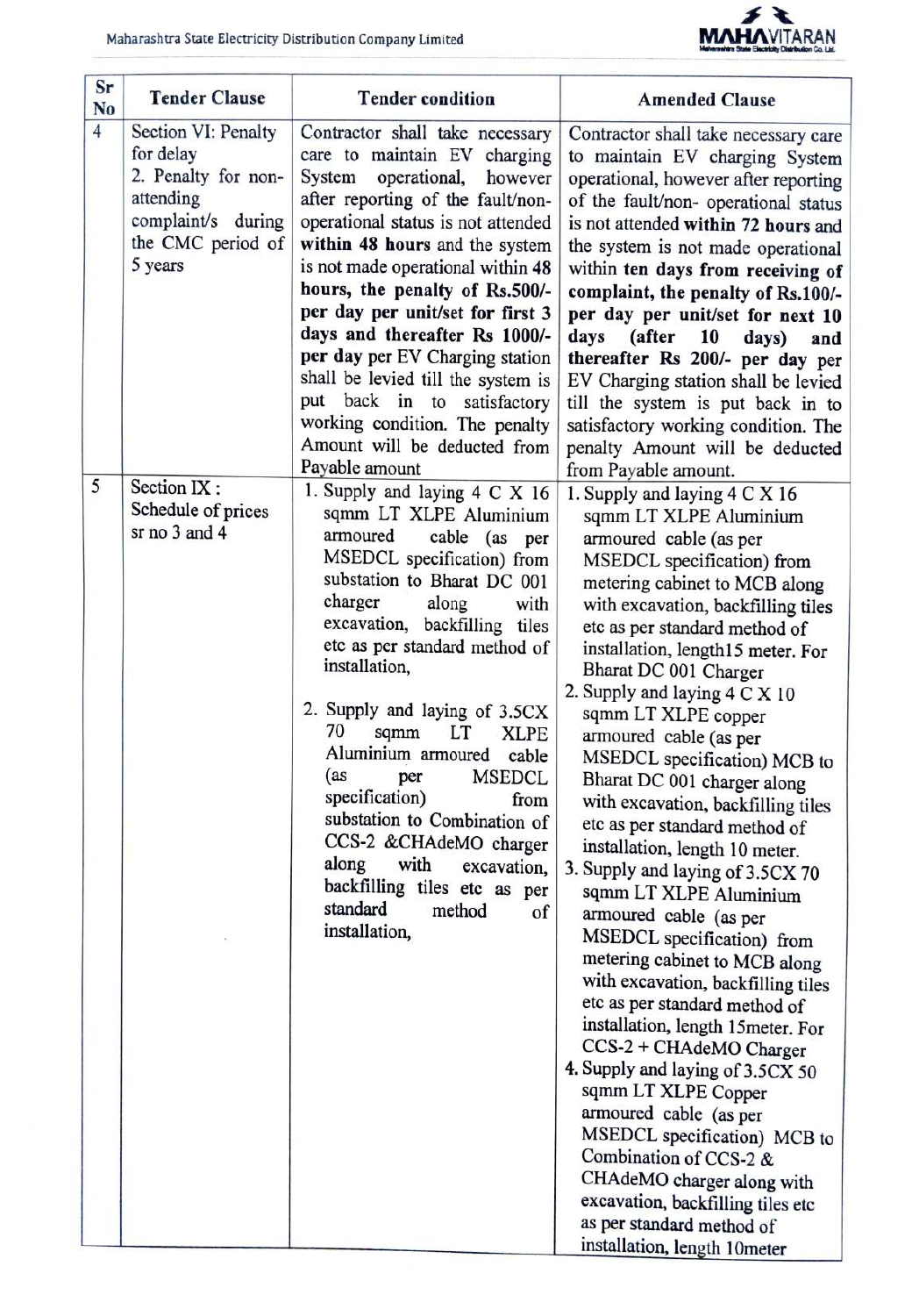| Sr No | Tender Clause | Tender condition | Amended Clause |
|---|---|---|---|
| 4 | Section VI: Penalty for delay<br>2. Penalty for non-attending complaint/s during the CMC period of 5 years | Contractor shall take necessary care to maintain EV charging System operational, however after reporting of the fault/non-operational status is not attended **within 48 hours** and the system is not made operational within 48 **hours, the penalty of Rs.500/- per day per unit/set for first 3 days and thereafter Rs 1000/- per day** per EV Charging station shall be levied till the system is put back in to satisfactory working condition. The penalty Amount will be deducted from Payable amount | Contractor shall take necessary care to maintain EV charging System operational, however after reporting of the fault/non- operational status is not attended **within 72 hours** and the system is not made operational within **ten days from receiving of complaint, the penalty of Rs.100/- per day per unit/set for next 10 days (after 10 days) and thereafter Rs 200/- per day** per EV Charging station shall be levied till the system is put back in to satisfactory working condition. The penalty Amount will be deducted from Payable amount. |
| 5 | Section IX :<br>Schedule of prices sr no 3 and 4 | 1. Supply and laying 4 C X 16 sqmm LT XLPE Aluminium armoured cable (as per MSEDCL specification) from substation to Bharat DC 001 charger along with excavation, backfilling tiles etc as per standard method of installation,<br><br>2. Supply and laying of 3.5CX 70 sqmm LT XLPE Aluminium armoured cable (as per MSEDCL specification) from substation to Combination of CCS-2 &CHAdeMO charger along with excavation, backfilling tiles etc as per standard method of installation, | 1. Supply and laying 4 C X 16 sqmm LT XLPE Aluminium armoured cable (as per MSEDCL specification) from metering cabinet to MCB along with excavation, backfilling tiles etc as per standard method of installation, length15 meter. For Bharat DC 001 Charger<br>2. Supply and laying 4 C X 10 sqmm LT XLPE copper armoured cable (as per MSEDCL specification) MCB to Bharat DC 001 charger along with excavation, backfilling tiles etc as per standard method of installation, length 10 meter.<br>3. Supply and laying of 3.5CX 70 sqmm LT XLPE Aluminium armoured cable (as per MSEDCL specification) from metering cabinet to MCB along with excavation, backfilling tiles etc as per standard method of installation, length 15meter. For CCS-2 + CHAdeMO Charger<br>4. Supply and laying of 3.5CX 50 sqmm LT XLPE Copper armoured cable (as per MSEDCL specification) MCB to Combination of CCS-2 & CHAdeMO charger along with excavation, backfilling tiles etc as per standard method of installation, length 10meter |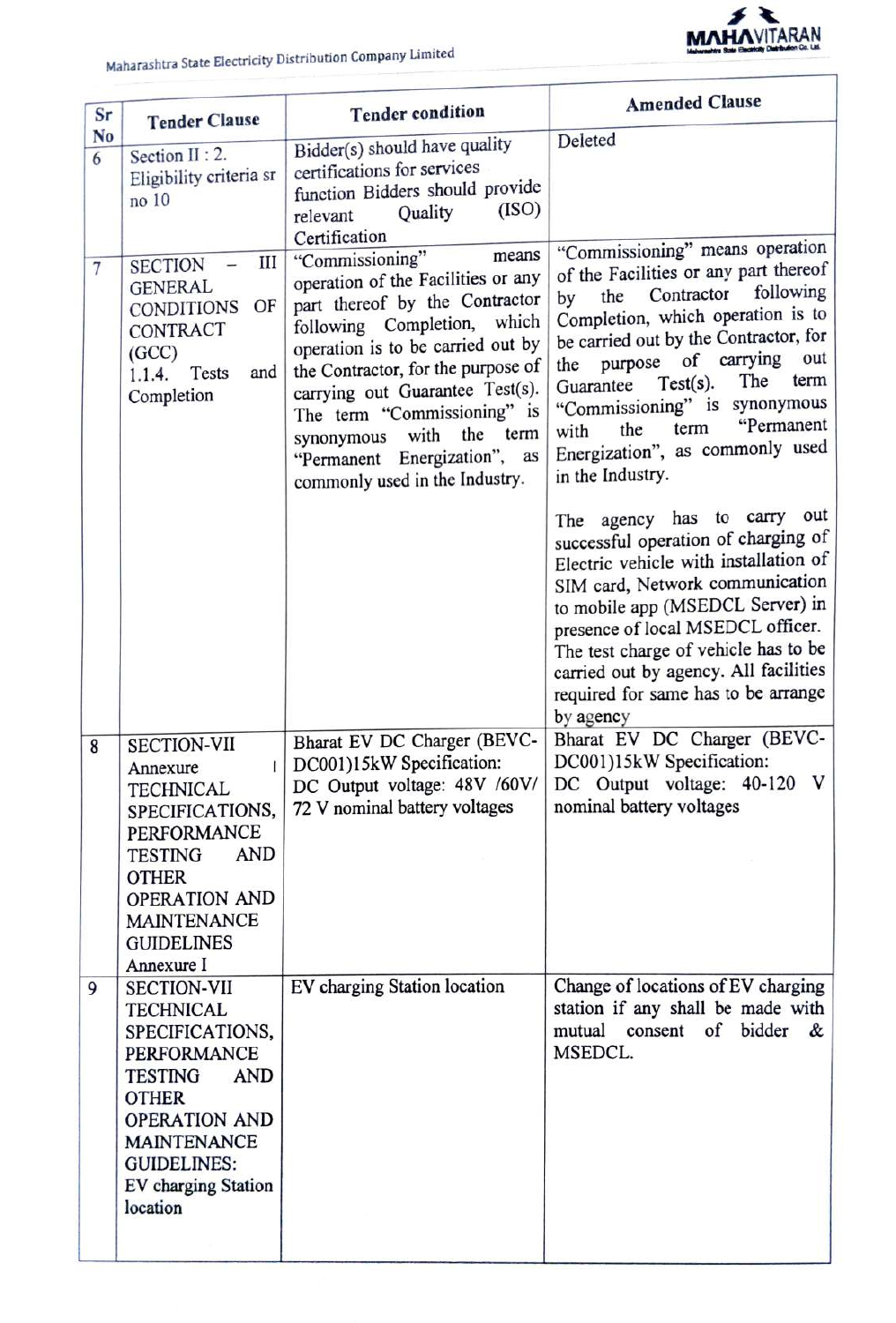| Sr No | Tender Clause | Tender condition | Amended Clause |
|---|---|---|---|
| 6 | Section II : 2. Eligibility criteria sr no 10 | Bidder(s) should have quality certifications for services function Bidders should provide relevant Quality (ISO) Certification | Deleted |
| 7 | SECTION – III GENERAL CONDITIONS OF CONTRACT (GCC) 1.1.4. Tests and Completion | "Commissioning" means operation of the Facilities or any part thereof by the Contractor following Completion, which operation is to be carried out by the Contractor, for the purpose of carrying out Guarantee Test(s). The term "Commissioning" is synonymous with the term "Permanent Energization", as commonly used in the Industry. | "Commissioning" means operation of the Facilities or any part thereof by the Contractor following Completion, which operation is to be carried out by the Contractor, for the purpose of carrying out Guarantee Test(s). The term "Commissioning" is synonymous with the term "Permanent Energization", as commonly used in the Industry.<br><br>The agency has to carry out successful operation of charging of Electric vehicle with installation of SIM card, Network communication to mobile app (MSEDCL Server) in presence of local MSEDCL officer. The test charge of vehicle has to be carried out by agency. All facilities required for same has to be arrange by agency |
| 8 | SECTION-VII Annexure I TECHNICAL SPECIFICATIONS, PERFORMANCE TESTING AND OTHER OPERATION AND MAINTENANCE GUIDELINES Annexure I | Bharat EV DC Charger (BEVC-DC001)15kW Specification:<br>DC Output voltage: 48V /60V/ 72 V nominal battery voltages | Bharat EV DC Charger (BEVC-DC001)15kW Specification:<br>DC Output voltage: 40-120 V nominal battery voltages |
| 9 | SECTION-VII TECHNICAL SPECIFICATIONS, PERFORMANCE TESTING AND OTHER OPERATION AND MAINTENANCE GUIDELINES: EV charging Station location | EV charging Station location | Change of locations of EV charging station if any shall be made with mutual consent of bidder & MSEDCL. |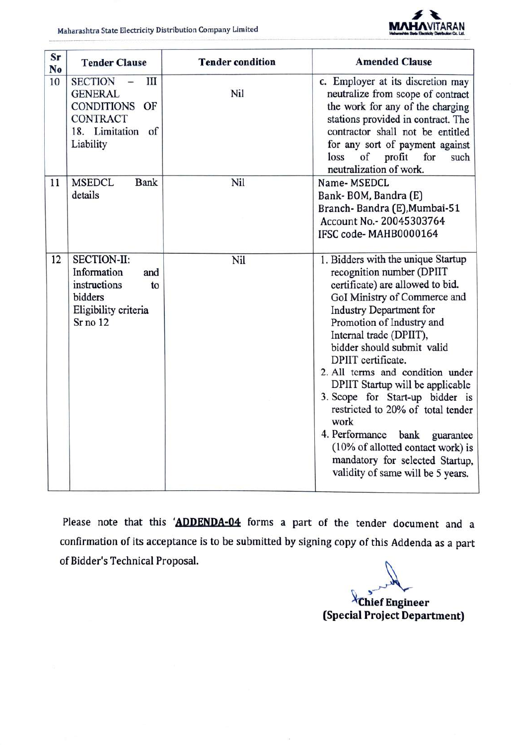| Sr No | Tender Clause | Tender condition | Amended Clause |
|---|---|---|---|
| 10 | SECTION – III GENERAL CONDITIONS OF CONTRACT 18. Limitation of Liability | Nil | c. Employer at its discretion may neutralize from scope of contract the work for any of the charging stations provided in contract. The contractor shall not be entitled for any sort of payment against loss of profit for such neutralization of work. |
| 11 | MSEDCL Bank details | Nil | Name- MSEDCL<br>Bank- BOM, Bandra (E)<br>Branch- Bandra (E),Mumbai-51<br>Account No.- 20045303764<br>IFSC code- MAHB0000164 |
| 12 | SECTION-II: Information and instructions to bidders Eligibility criteria Sr no 12 | Nil | 1. Bidders with the unique Startup recognition number (DPIIT certificate) are allowed to bid. GoI Ministry of Commerce and Industry Department for Promotion of Industry and Internal trade (DPIIT), bidder should submit valid DPIIT certificate.<br>2. All terms and condition under DPIIT Startup will be applicable<br>3. Scope for Start-up bidder is restricted to 20% of total tender work<br>4. Performance bank guarantee (10% of allotted contact work) is mandatory for selected Startup, validity of same will be 5 years. |

Please note that this '**ADDENDA-04** forms a part of the tender document and a confirmation of its acceptance is to be submitted by signing copy of this Addenda as a part of Bidder's Technical Proposal.

**Chief Engineer**
**(Special Project Department)**